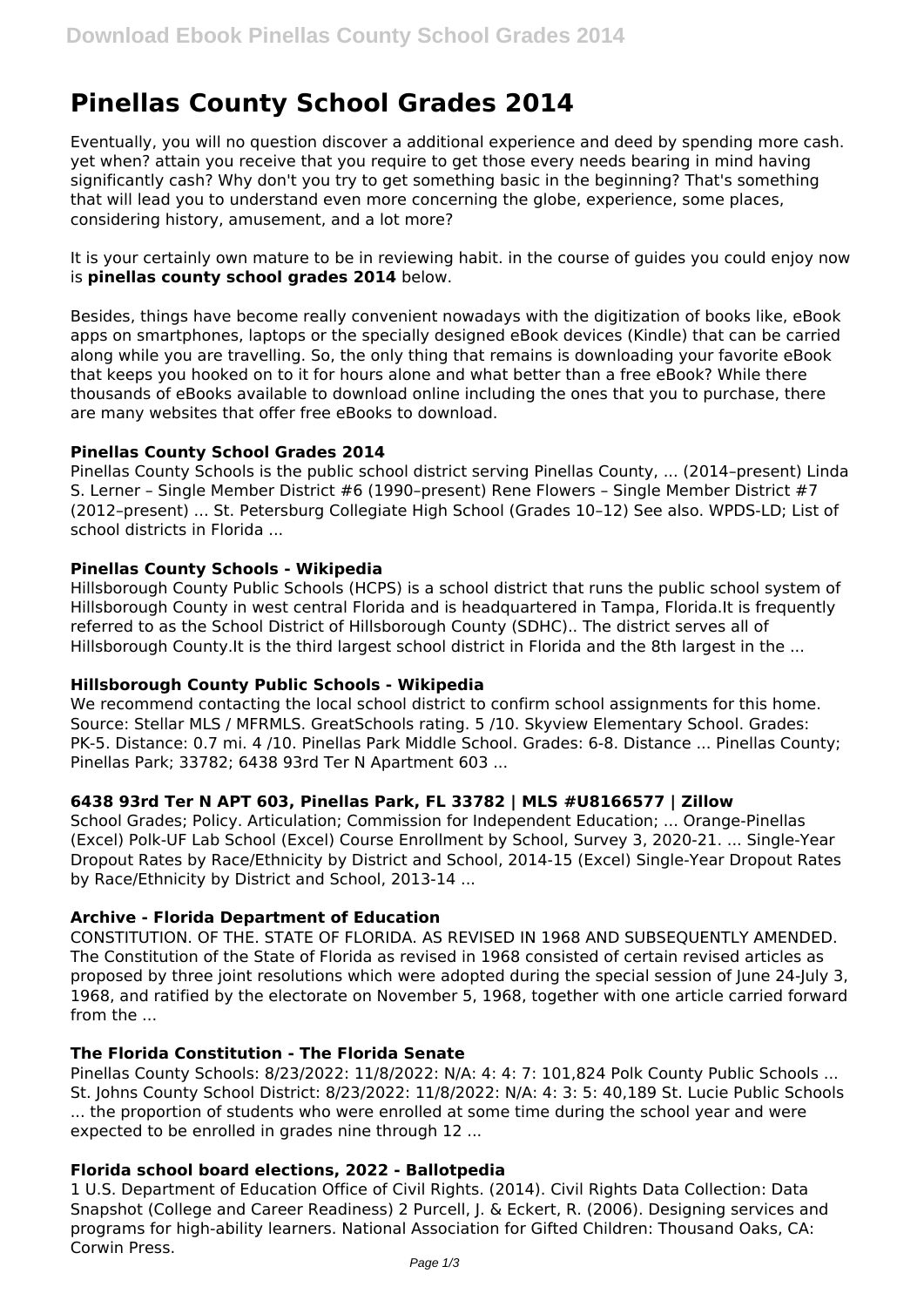# Pinellas County School Grades 2014

Eventually, you will no question discover a additional experience and deed by spending more cash. yet when? attain you receive that you require to get those every needs bearing in mind having significantly cash? Why don't you try to get something basic in the beginning? That's something that will lead you to understand even more concerning the globe, experience, some places, considering history, amusement, and a lot more?

It is your certainly own mature to be in reviewing habit. in the course of guides you could enjoy now is **pinellas county school grades 2014** below.

Besides, things have become really convenient nowadays with the digitization of books like, eBook apps on smartphones, laptops or the specially designed eBook devices (Kindle) that can be carried along while you are travelling. So, the only thing that remains is downloading your favorite eBook that keeps you hooked on to it for hours alone and what better than a free eBook? While there thousands of eBooks available to download online including the ones that you to purchase, there are many websites that offer free eBooks to download.

### Pinellas County School Grades 2014

Pinellas County Schools is the public school district serving Pinellas County, ... (2014–present) Linda S. Lerner – Single Member District #6 (1990–present) Rene Flowers – Single Member District #7 (2012–present) ... St. Petersburg Collegiate High School (Grades 10–12) See also. WPDS-LD; List of school districts in Florida ...

### Pinellas County Schools - Wikipedia

Hillsborough County Public Schools (HCPS) is a school district that runs the public school system of Hillsborough County in west central Florida and is headquartered in Tampa, Florida.It is frequently referred to as the School District of Hillsborough County (SDHC).. The district serves all of Hillsborough County.It is the third largest school district in Florida and the 8th largest in the ...

### Hillsborough County Public Schools - Wikipedia

We recommend contacting the local school district to confirm school assignments for this home. Source: Stellar MLS / MFRMLS. GreatSchools rating. 5 /10. Skyview Elementary School. Grades: PK-5. Distance: 0.7 mi. 4 /10. Pinellas Park Middle School. Grades: 6-8. Distance ... Pinellas County; Pinellas Park; 33782; 6438 93rd Ter N Apartment 603 ...

### 6438 93rd Ter N APT 603, Pinellas Park, FL 33782 | MLS #U8166577 | Zillow

School Grades; Policy. Articulation; Commission for Independent Education; ... Orange-Pinellas (Excel) Polk-UF Lab School (Excel) Course Enrollment by School, Survey 3, 2020-21. ... Single-Year Dropout Rates by Race/Ethnicity by District and School, 2014-15 (Excel) Single-Year Dropout Rates by Race/Ethnicity by District and School, 2013-14 ...

### Archive - Florida Department of Education

CONSTITUTION. OF THE. STATE OF FLORIDA. AS REVISED IN 1968 AND SUBSEQUENTLY AMENDED. The Constitution of the State of Florida as revised in 1968 consisted of certain revised articles as proposed by three joint resolutions which were adopted during the special session of June 24-July 3, 1968, and ratified by the electorate on November 5, 1968, together with one article carried forward from the ...

### The Florida Constitution - The Florida Senate

Pinellas County Schools: 8/23/2022: 11/8/2022: N/A: 4: 4: 7: 101,824 Polk County Public Schools ... St. Johns County School District: 8/23/2022: 11/8/2022: N/A: 4: 3: 5: 40,189 St. Lucie Public Schools ... the proportion of students who were enrolled at some time during the school year and were expected to be enrolled in grades nine through 12 ...

### Florida school board elections, 2022 - Ballotpedia

1 U.S. Department of Education Office of Civil Rights. (2014). Civil Rights Data Collection: Data Snapshot (College and Career Readiness) 2 Purcell, J. & Eckert, R. (2006). Designing services and programs for high-ability learners. National Association for Gifted Children: Thousand Oaks, CA: Corwin Press.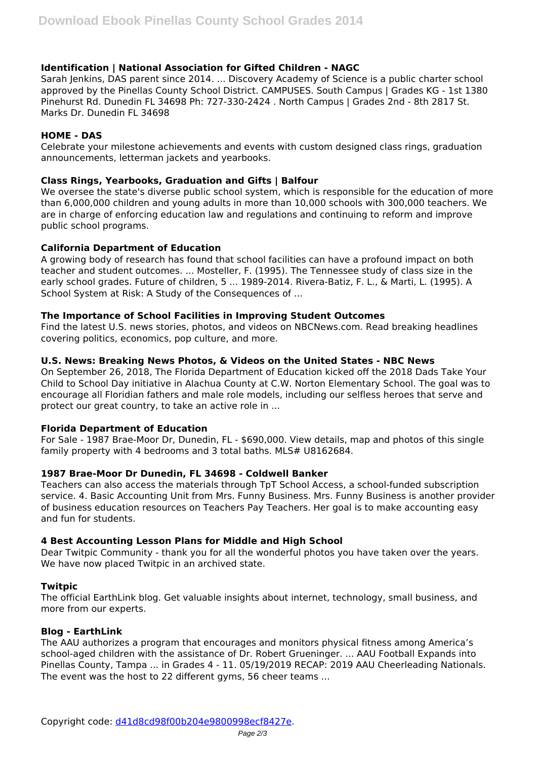### Identification | National Association for Gifted Children - NAGC

Sarah Jenkins, DAS parent since 2014. ... Discovery Academy of Science is a public charter school approved by the Pinellas County School District. CAMPUSES. South Campus | Grades KG - 1st 1380 Pinehurst Rd. Dunedin FL 34698 Ph: 727-330-2424 . North Campus | Grades 2nd - 8th 2817 St. Marks Dr. Dunedin FL 34698

### HOME - DAS

Celebrate your milestone achievements and events with custom designed class rings, graduation announcements, letterman jackets and yearbooks.

### Class Rings, Yearbooks, Graduation and Gifts | Balfour

We oversee the state's diverse public school system, which is responsible for the education of more than 6,000,000 children and young adults in more than 10,000 schools with 300,000 teachers. We are in charge of enforcing education law and regulations and continuing to reform and improve public school programs.

### California Department of Education

A growing body of research has found that school facilities can have a profound impact on both teacher and student outcomes. ... Mosteller, F. (1995). The Tennessee study of class size in the early school grades. Future of children, 5 ... 1989-2014. Rivera-Batiz, F. L., & Marti, L. (1995). A School System at Risk: A Study of the Consequences of ...

### The Importance of School Facilities in Improving Student Outcomes

Find the latest U.S. news stories, photos, and videos on NBCNews.com. Read breaking headlines covering politics, economics, pop culture, and more.

### U.S. News: Breaking News Photos, & Videos on the United States - NBC News

On September 26, 2018, The Florida Department of Education kicked off the 2018 Dads Take Your Child to School Day initiative in Alachua County at C.W. Norton Elementary School. The goal was to encourage all Floridian fathers and male role models, including our selfless heroes that serve and protect our great country, to take an active role in ...

### Florida Department of Education

For Sale - 1987 Brae-Moor Dr, Dunedin, FL - $690,000. View details, map and photos of this single family property with 4 bedrooms and 3 total baths. MLS# U8162684.

### 1987 Brae-Moor Dr Dunedin, FL 34698 - Coldwell Banker

Teachers can also access the materials through TpT School Access, a school-funded subscription service. 4. Basic Accounting Unit from Mrs. Funny Business. Mrs. Funny Business is another provider of business education resources on Teachers Pay Teachers. Her goal is to make accounting easy and fun for students.

### 4 Best Accounting Lesson Plans for Middle and High School

Dear Twitpic Community - thank you for all the wonderful photos you have taken over the years. We have now placed Twitpic in an archived state.

### Twitpic

The official EarthLink blog. Get valuable insights about internet, technology, small business, and more from our experts.

### Blog - EarthLink

The AAU authorizes a program that encourages and monitors physical fitness among America's school-aged children with the assistance of Dr. Robert Grueninger. ... AAU Football Expands into Pinellas County, Tampa ... in Grades 4 - 11. 05/19/2019 RECAP: 2019 AAU Cheerleading Nationals. The event was the host to 22 different gyms, 56 cheer teams ...

Copyright code: d41d8cd98f00b204e9800998ecf8427e.